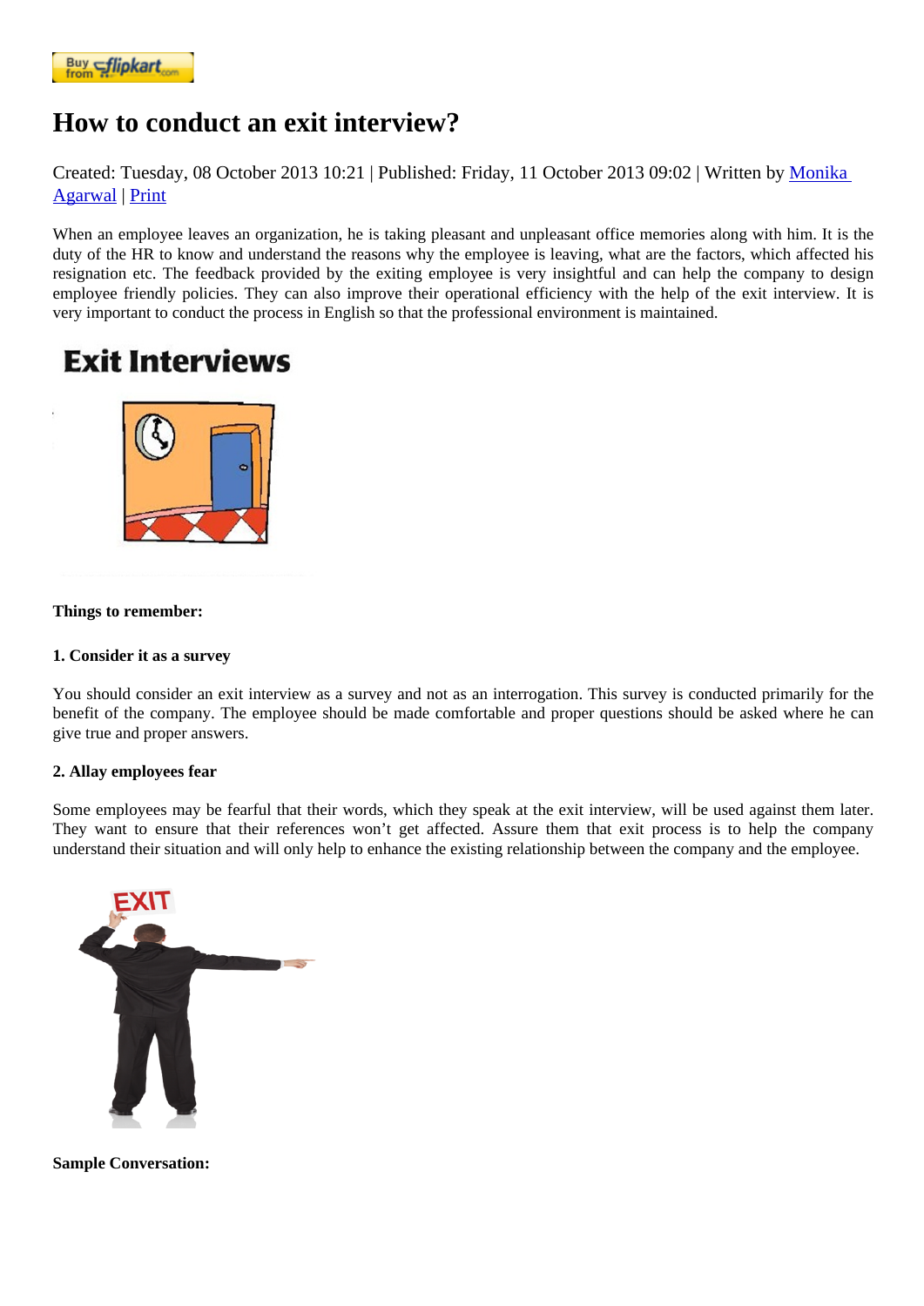# How to conduct an exit interview?

Created: Tuesday, 08 October 2013 10:21 | Published: Friday, 11 October 2013 09:02 | Written by Monika Agarwal | Print

When an employee leaves an organization, he is taking pleasant and unpleasant office memories along with him. It is the duty of the HR to know and understand the reasons why the employee is leaving, what are the factors, which affected his resignation etc. The feedback provided by the exiting employee is very insightful and can help the company to design employee friendly policies. They can also improve their operational efficiency with the help of the exit interview. It is very important to conduct the process in English so that the professional environment is maintained.

**Things to remember:**

**1. Consider it as a survey**

You should consider an exit interview as a survey and not as an interrogation. This survey is conducted primarily for the benefit of the company. The employee should be made comfortable and proper questions should be asked where he can give true and proper answers.

**2. Allay employees fear**

Some employees may be fearful that their words, which they speak at the exit interview, will be used against them later. They want to ensure that their references won't get affected. Assure them that exit process is to help the company understand their situation and will only help to enhance the existing relationship between the company and the employee.

**Sample Conversation:**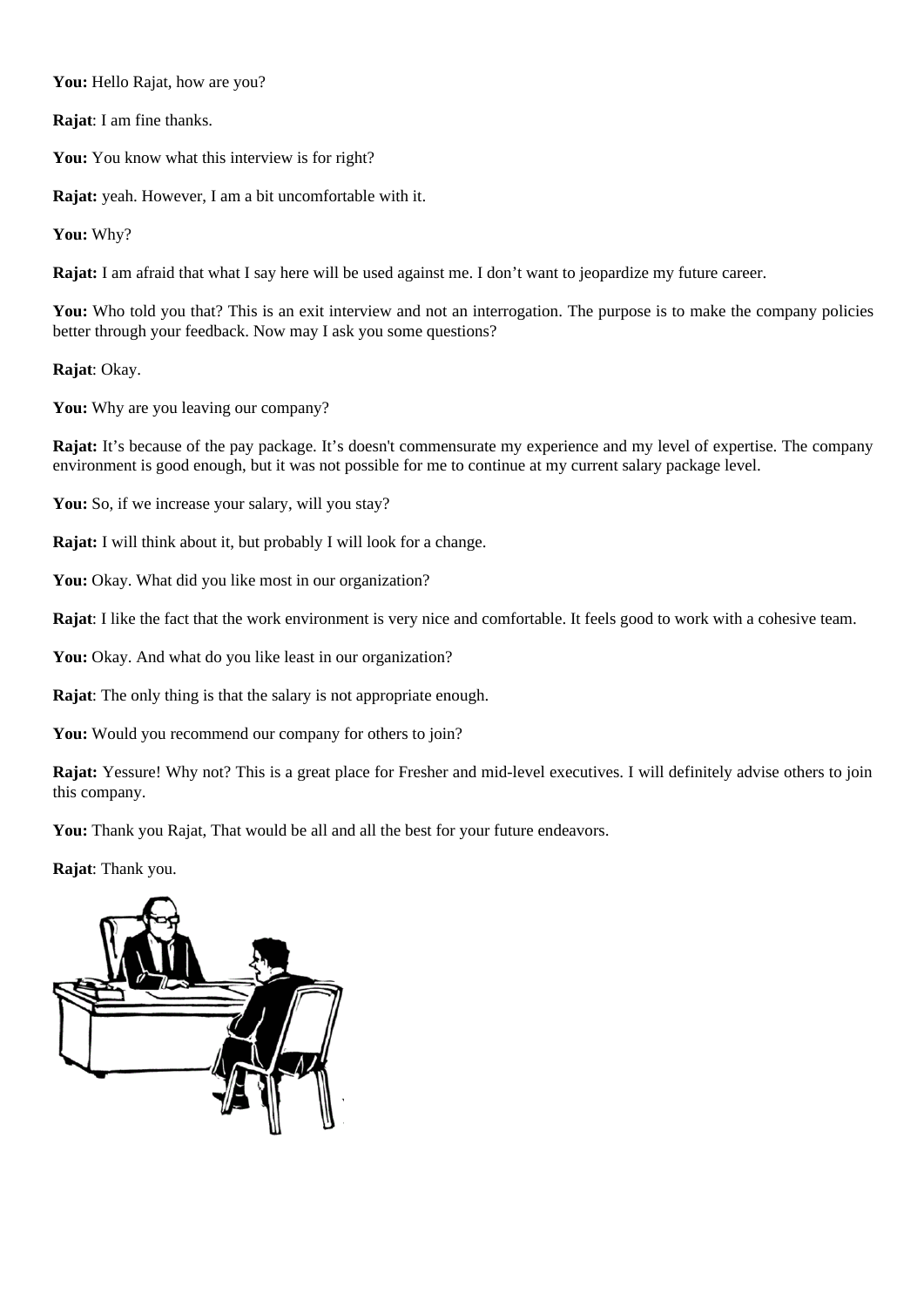**You:** Hello Rajat, how are you?

**Rajat**: I am fine thanks.

**You:** You know what this interview is for right?

**Rajat:** yeah. However, I am a bit uncomfortable with it.

**You:** Why?

**Rajat:** I am afraid that what I say here will be used against me. I don't want to jeopardize my future career.

**You:** Who told you that? This is an exit interview and not an interrogation. The purpose is to make the company policies better through your feedback. Now may I ask you some questions?

**Rajat**: Okay.

**You:** Why are you leaving our company?

**Rajat:** It's because of the pay package. It's doesn't commensurate my experience and my level of expertise. The company environment is good enough, but it was not possible for me to continue at my current salary package level.

**You:** So, if we increase your salary, will you stay?

**Rajat:** I will think about it, but probably I will look for a change.

**You:** Okay. What did you like most in our organization?

**Rajat**: I like the fact that the work environment is very nice and comfortable. It feels good to work with a cohesive team.

**You:** Okay. And what do you like least in our organization?

**Rajat**: The only thing is that the salary is not appropriate enough.

**You:** Would you recommend our company for others to join?

**Rajat:** Yessure! Why not? This is a great place for Fresher and mid-level executives. I will definitely advise others to join this company.

**You:** Thank you Rajat, That would be all and all the best for your future endeavors.

**Rajat**: Thank you.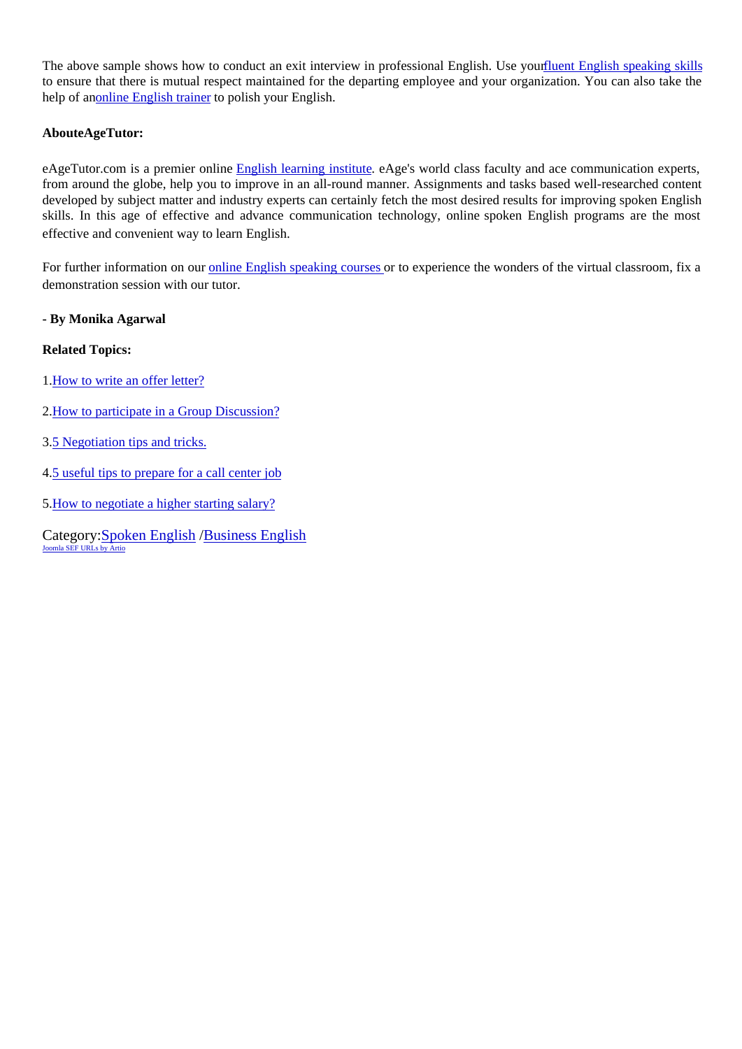The above sample shows how to conduct an exit interview in professional English. Use yourfluent English speaking skills to ensure that there is mutual respect maintained for the departing employee and your organization. You can also take the help of anonline English trainer to polish your English.

**AbouteAgeTutor:**

eAgeTutor.com is a premier online English learning institute. eAge's world class faculty and ace communication experts, from around the globe, help you to improve in an all-round manner. Assignments and tasks based well-researched content developed by subject matter and industry experts can certainly fetch the most desired results for improving spoken English skills. In this age of effective and advance communication technology, online spoken English programs are the most effective and convenient way to learn English.

For further information on our online English speaking courses or to experience the wonders of the virtual classroom, fix a demonstration session with our tutor.

**- By Monika Agarwal**

**Related Topics:**

1.How to write an offer letter?

2.How to participate in a Group Discussion?

3.5 Negotiation tips and tricks.

4.5 useful tips to prepare for a call center job

5.How to negotiate a higher starting salary?

Category:Spoken English /Business English

Joomla SEF URLs by Artio